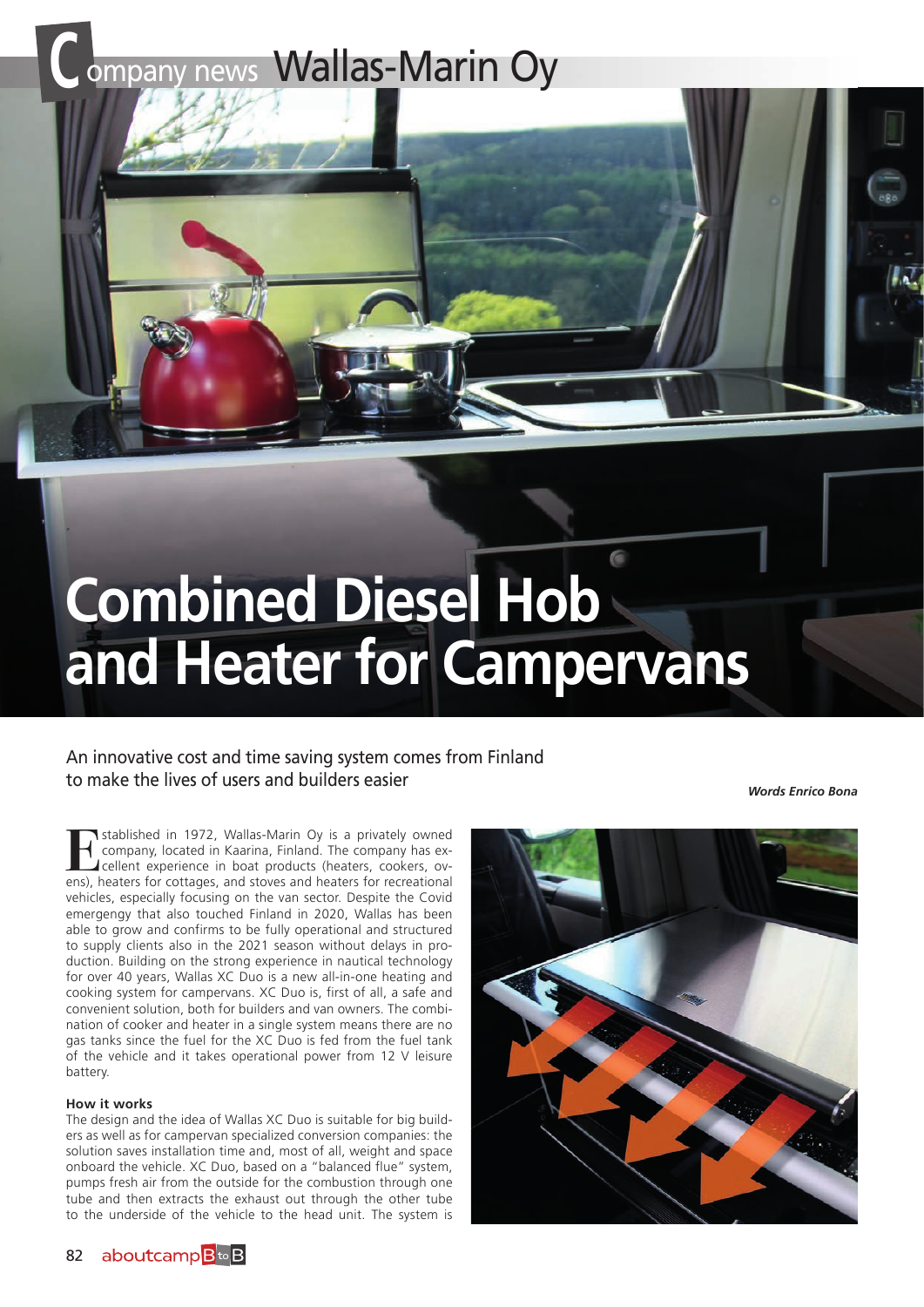# Combined Diesel Hob and Heater for Campervans

An innovative cost and time saving system comes from Finland to make the lives of users and builders easier

***Words Enrico Bona***

Established in 1972, Wallas-Marin Oy is a privately owned company, located in Kaarina, Finland. The company has excellent experience in boat products (heaters, cookers, ovens), heaters for cottages, and stoves and heaters for recreational vehicles, especially focusing on the van sector. Despite the Covid emergengy that also touched Finland in 2020, Wallas has been able to grow and confirms to be fully operational and structured to supply clients also in the 2021 season without delays in production. Building on the strong experience in nautical technology for over 40 years, Wallas XC Duo is a new all-in-one heating and cooking system for campervans. XC Duo is, first of all, a safe and convenient solution, both for builders and van owners. The combination of cooker and heater in a single system means there are no gas tanks since the fuel for the XC Duo is fed from the fuel tank of the vehicle and it takes operational power from 12 V leisure battery.

**How it works**

The design and the idea of Wallas XC Duo is suitable for big builders as well as for campervan specialized conversion companies: the solution saves installation time and, most of all, weight and space onboard the vehicle. XC Duo, based on a "balanced flue" system, pumps fresh air from the outside for the combustion through one tube and then extracts the exhaust out through the other tube to the underside of the vehicle to the head unit. The system is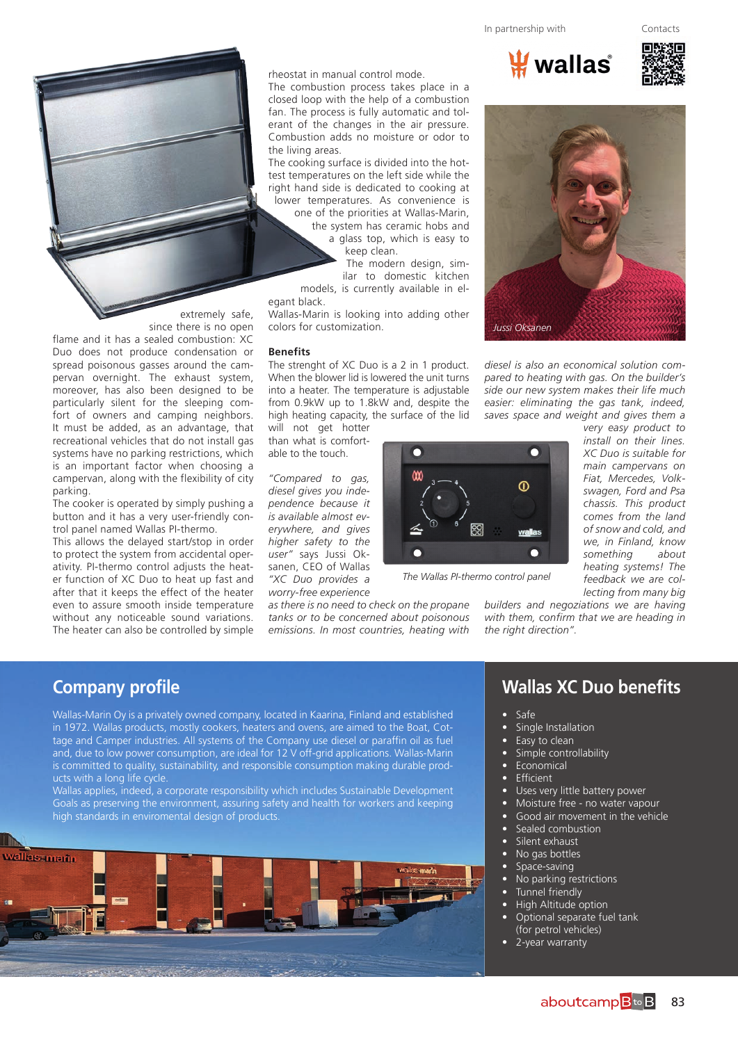extremely safe, since there is no open flame and it has a sealed combustion: XC Duo does not produce condensation or spread poisonous gasses around the campervan overnight. The exhaust system, moreover, has also been designed to be particularly silent for the sleeping comfort of owners and camping neighbors. It must be added, as an advantage, that recreational vehicles that do not install gas systems have no parking restrictions, which is an important factor when choosing a campervan, along with the flexibility of city parking.

The cooker is operated by simply pushing a button and it has a very user-friendly control panel named Wallas PI-thermo.

This allows the delayed start/stop in order to protect the system from accidental operativity. PI-thermo control adjusts the heater function of XC Duo to heat up fast and after that it keeps the effect of the heater even to assure smooth inside temperature without any noticeable sound variations. The heater can also be controlled by simple rheostat in manual control mode.

The combustion process takes place in a closed loop with the help of a combustion fan. The process is fully automatic and tolerant of the changes in the air pressure. Combustion adds no moisture or odor to the living areas.

The cooking surface is divided into the hottest temperatures on the left side while the right hand side is dedicated to cooking at lower temperatures. As convenience is one of the priorities at Wallas-Marin, the system has ceramic hobs and a glass top, which is easy to keep clean.

The modern design, similar to domestic kitchen models, is currently available in elegant black.

Wallas-Marin is looking into adding other colors for customization.

### Benefits

The strenght of XC Duo is a 2 in 1 product. When the blower lid is lowered the unit turns into a heater. The temperature is adjustable from 0.9kW up to 1.8kW and, despite the high heating capacity, the surface of the lid will not get hotter than what is comfortable to the touch.

*"Compared to gas, diesel gives you independence because it is available almost everywhere, and gives higher safety to the user"* says Jussi Oksanen, CEO of Wallas *"XC Duo provides a worry-free experience as there is no need to check on the propane tanks or to be concerned about poisonous emissions. In most countries, heating with diesel is also an economical solution compared to heating with gas. On the builder's side our new system makes their life much easier: eliminating the gas tank, indeed, saves space and weight and gives them a very easy product to install on their lines. XC Duo is suitable for main campervans on Fiat, Mercedes, Volkswagen, Ford and Psa chassis. This product comes from the land of snow and cold, and we, in Finland, know something about heating systems! The feedback we are collecting from many big builders and negoziations we are having with them, confirm that we are heading in the right direction".*

The Wallas PI-thermo control panel

*Jussi Oksanen*

In partnership with

Contacts

## Company profile

Wallas-Marin Oy is a privately owned company, located in Kaarina, Finland and established in 1972. Wallas products, mostly cookers, heaters and ovens, are aimed to the Boat, Cottage and Camper industries. All systems of the Company use diesel or paraffin oil as fuel and, due to low power consumption, are ideal for 12 V off-grid applications. Wallas-Marin is committed to quality, sustainability, and responsible consumption making durable products with a long life cycle.

Wallas applies, indeed, a corporate responsibility which includes Sustainable Development Goals as preserving the environment, assuring safety and health for workers and keeping high standards in enviromental design of products.

## Wallas XC Duo benefits

- Safe
- Single Installation
- Easy to clean
- Simple controllability
- Economical
- Efficient
- Uses very little battery power
- Moisture free - no water vapour
- Good air movement in the vehicle
- Sealed combustion
- Silent exhaust
- No gas bottles
- Space-saving
- No parking restrictions
- Tunnel friendly
- High Altitude option
- Optional separate fuel tank (for petrol vehicles)
- 2-year warranty